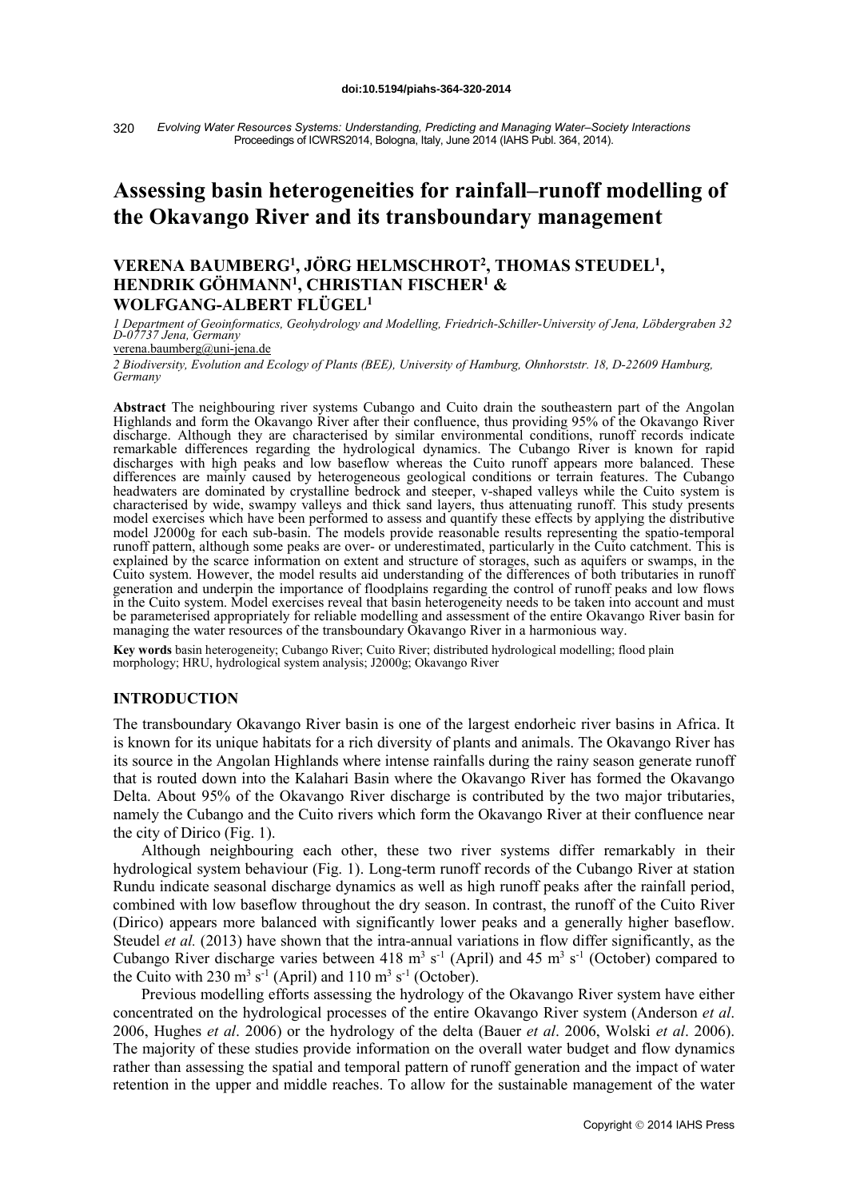doi:10.5194/piahs-364-320-2014

# Assessing basin heterogeneities for rainfall–runoff modelling of the Okavango River and its transboundary management

**VERENA BAUMBERG[1], JÖRG HELMSCHROT[2], THOMAS STEUDEL[1], HENDRIK GÖHMANN[1], CHRISTIAN FISCHER[1] & WOLFGANG-ALBERT FLÜGEL[1]**

*1 Department of Geoinformatics, Geohydrology and Modelling, Friedrich-Schiller-University of Jena, Löbdergraben 32 D-07737 Jena, Germany*
verena.baumberg@uni-jena.de

*2 Biodiversity, Evolution and Ecology of Plants (BEE), University of Hamburg, Ohnhorststr. 18, D-22609 Hamburg, Germany*

**Abstract** The neighbouring river systems Cubango and Cuito drain the southeastern part of the Angolan Highlands and form the Okavango River after their confluence, thus providing 95% of the Okavango River discharge. Although they are characterised by similar environmental conditions, runoff records indicate remarkable differences regarding the hydrological dynamics. The Cubango River is known for rapid discharges with high peaks and low baseflow whereas the Cuito runoff appears more balanced. These differences are mainly caused by heterogeneous geological conditions or terrain features. The Cubango headwaters are dominated by crystalline bedrock and steeper, v-shaped valleys while the Cuito system is characterised by wide, swampy valleys and thick sand layers, thus attenuating runoff. This study presents model exercises which have been performed to assess and quantify these effects by applying the distributive model J2000g for each sub-basin. The models provide reasonable results representing the spatio-temporal runoff pattern, although some peaks are over- or underestimated, particularly in the Cuito catchment. This is explained by the scarce information on extent and structure of storages, such as aquifers or swamps, in the Cuito system. However, the model results aid understanding of the differences of both tributaries in runoff generation and underpin the importance of floodplains regarding the control of runoff peaks and low flows in the Cuito system. Model exercises reveal that basin heterogeneity needs to be taken into account and must be parameterised appropriately for reliable modelling and assessment of the entire Okavango River basin for managing the water resources of the transboundary Okavango River in a harmonious way.

**Key words** basin heterogeneity; Cubango River; Cuito River; distributed hydrological modelling; flood plain morphology; HRU, hydrological system analysis; J2000g; Okavango River

## INTRODUCTION

The transboundary Okavango River basin is one of the largest endorheic river basins in Africa. It is known for its unique habitats for a rich diversity of plants and animals. The Okavango River has its source in the Angolan Highlands where intense rainfalls during the rainy season generate runoff that is routed down into the Kalahari Basin where the Okavango River has formed the Okavango Delta. About 95% of the Okavango River discharge is contributed by the two major tributaries, namely the Cubango and the Cuito rivers which form the Okavango River at their confluence near the city of Dirico (Fig. 1).

Although neighbouring each other, these two river systems differ remarkably in their hydrological system behaviour (Fig. 1). Long-term runoff records of the Cubango River at station Rundu indicate seasonal discharge dynamics as well as high runoff peaks after the rainfall period, combined with low baseflow throughout the dry season. In contrast, the runoff of the Cuito River (Dirico) appears more balanced with significantly lower peaks and a generally higher baseflow. Steudel *et al.* (2013) have shown that the intra-annual variations in flow differ significantly, as the Cubango River discharge varies between 418 $m^3 s^{-1}$ (April) and 45 $m^3 s^{-1}$ (October) compared to the Cuito with 230 $m^3 s^{-1}$ (April) and 110 $m^3 s^{-1}$ (October).

Previous modelling efforts assessing the hydrology of the Okavango River system have either concentrated on the hydrological processes of the entire Okavango River system (Anderson *et al*. 2006, Hughes *et al*. 2006) or the hydrology of the delta (Bauer *et al*. 2006, Wolski *et al*. 2006). The majority of these studies provide information on the overall water budget and flow dynamics rather than assessing the spatial and temporal pattern of runoff generation and the impact of water retention in the upper and middle reaches. To allow for the sustainable management of the water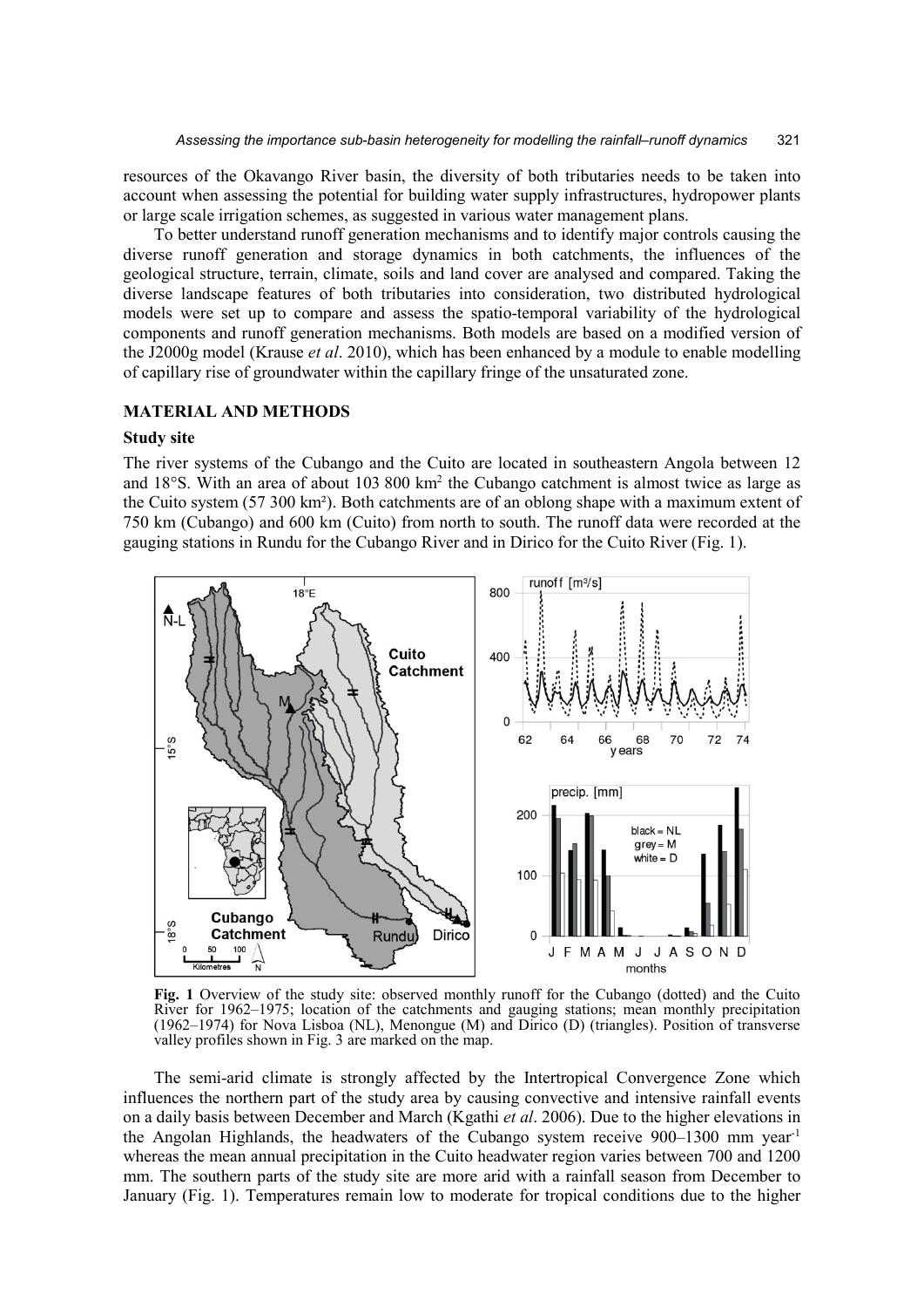resources of the Okavango River basin, the diversity of both tributaries needs to be taken into account when assessing the potential for building water supply infrastructures, hydropower plants or large scale irrigation schemes, as suggested in various water management plans.

To better understand runoff generation mechanisms and to identify major controls causing the diverse runoff generation and storage dynamics in both catchments, the influences of the geological structure, terrain, climate, soils and land cover are analysed and compared. Taking the diverse landscape features of both tributaries into consideration, two distributed hydrological models were set up to compare and assess the spatio-temporal variability of the hydrological components and runoff generation mechanisms. Both models are based on a modified version of the J2000g model (Krause *et al*. 2010), which has been enhanced by a module to enable modelling of capillary rise of groundwater within the capillary fringe of the unsaturated zone.

## MATERIAL AND METHODS

### Study site

The river systems of the Cubango and the Cuito are located in southeastern Angola between 12 and 18°S. With an area of about 103 800 km$^2$ the Cubango catchment is almost twice as large as the Cuito system (57 300 km$^2$). Both catchments are of an oblong shape with a maximum extent of 750 km (Cubango) and 600 km (Cuito) from north to south. The runoff data were recorded at the gauging stations in Rundu for the Cubango River and in Dirico for the Cuito River (Fig. 1).

**Fig. 1** Overview of the study site: observed monthly runoff for the Cubango (dotted) and the Cuito River for 1962–1975; location of the catchments and gauging stations; mean monthly precipitation (1962–1974) for Nova Lisboa (NL), Menongue (M) and Dirico (D) (triangles). Position of transverse valley profiles shown in Fig. 3 are marked on the map.

The semi-arid climate is strongly affected by the Intertropical Convergence Zone which influences the northern part of the study area by causing convective and intensive rainfall events on a daily basis between December and March (Kgathi *et al*. 2006). Due to the higher elevations in the Angolan Highlands, the headwaters of the Cubango system receive 900–1300 mm year$^{-1}$ whereas the mean annual precipitation in the Cuito headwater region varies between 700 and 1200 mm. The southern parts of the study site are more arid with a rainfall season from December to January (Fig. 1). Temperatures remain low to moderate for tropical conditions due to the higher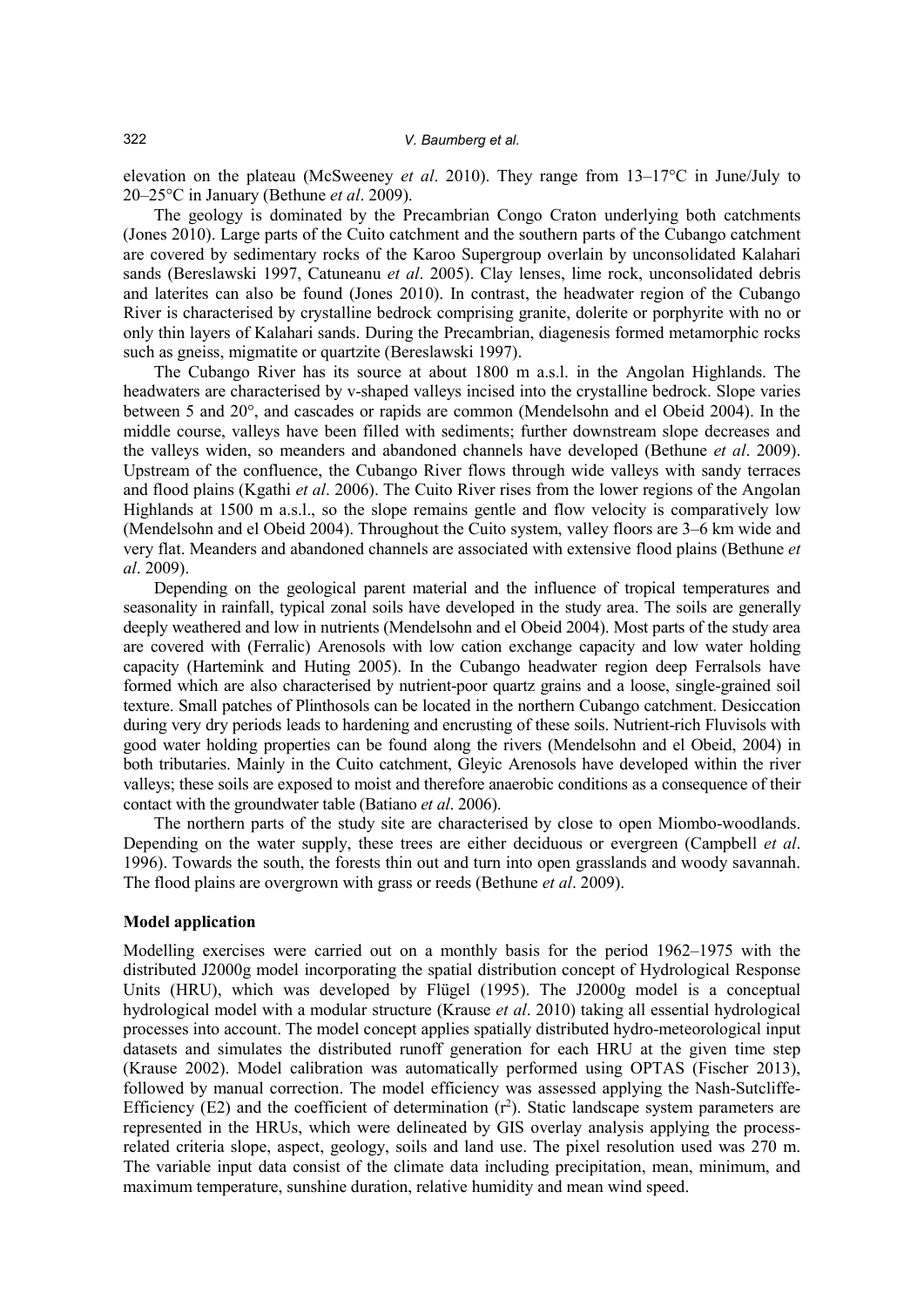elevation on the plateau (McSweeney *et al*. 2010). They range from 13–17°C in June/July to 20–25°C in January (Bethune *et al*. 2009).

The geology is dominated by the Precambrian Congo Craton underlying both catchments (Jones 2010). Large parts of the Cuito catchment and the southern parts of the Cubango catchment are covered by sedimentary rocks of the Karoo Supergroup overlain by unconsolidated Kalahari sands (Bereslawski 1997, Catuneanu *et al*. 2005). Clay lenses, lime rock, unconsolidated debris and laterites can also be found (Jones 2010). In contrast, the headwater region of the Cubango River is characterised by crystalline bedrock comprising granite, dolerite or porphyrite with no or only thin layers of Kalahari sands. During the Precambrian, diagenesis formed metamorphic rocks such as gneiss, migmatite or quartzite (Bereslawski 1997).

The Cubango River has its source at about 1800 m a.s.l. in the Angolan Highlands. The headwaters are characterised by v-shaped valleys incised into the crystalline bedrock. Slope varies between 5 and 20°, and cascades or rapids are common (Mendelsohn and el Obeid 2004). In the middle course, valleys have been filled with sediments; further downstream slope decreases and the valleys widen, so meanders and abandoned channels have developed (Bethune *et al*. 2009). Upstream of the confluence, the Cubango River flows through wide valleys with sandy terraces and flood plains (Kgathi *et al*. 2006). The Cuito River rises from the lower regions of the Angolan Highlands at 1500 m a.s.l., so the slope remains gentle and flow velocity is comparatively low (Mendelsohn and el Obeid 2004). Throughout the Cuito system, valley floors are 3–6 km wide and very flat. Meanders and abandoned channels are associated with extensive flood plains (Bethune *et al*. 2009).

Depending on the geological parent material and the influence of tropical temperatures and seasonality in rainfall, typical zonal soils have developed in the study area. The soils are generally deeply weathered and low in nutrients (Mendelsohn and el Obeid 2004). Most parts of the study area are covered with (Ferralic) Arenosols with low cation exchange capacity and low water holding capacity (Hartemink and Huting 2005). In the Cubango headwater region deep Ferralsols have formed which are also characterised by nutrient-poor quartz grains and a loose, single-grained soil texture. Small patches of Plinthosols can be located in the northern Cubango catchment. Desiccation during very dry periods leads to hardening and encrusting of these soils. Nutrient-rich Fluvisols with good water holding properties can be found along the rivers (Mendelsohn and el Obeid, 2004) in both tributaries. Mainly in the Cuito catchment, Gleyic Arenosols have developed within the river valleys; these soils are exposed to moist and therefore anaerobic conditions as a consequence of their contact with the groundwater table (Batiano *et al*. 2006).

The northern parts of the study site are characterised by close to open Miombo-woodlands. Depending on the water supply, these trees are either deciduous or evergreen (Campbell *et al*. 1996). Towards the south, the forests thin out and turn into open grasslands and woody savannah. The flood plains are overgrown with grass or reeds (Bethune *et al*. 2009).

## Model application

Modelling exercises were carried out on a monthly basis for the period 1962–1975 with the distributed J2000g model incorporating the spatial distribution concept of Hydrological Response Units (HRU), which was developed by Flügel (1995). The J2000g model is a conceptual hydrological model with a modular structure (Krause *et al*. 2010) taking all essential hydrological processes into account. The model concept applies spatially distributed hydro-meteorological input datasets and simulates the distributed runoff generation for each HRU at the given time step (Krause 2002). Model calibration was automatically performed using OPTAS (Fischer 2013), followed by manual correction. The model efficiency was assessed applying the Nash-Sutcliffe-Efficiency (E2) and the coefficient of determination ($r^2$). Static landscape system parameters are represented in the HRUs, which were delineated by GIS overlay analysis applying the process-related criteria slope, aspect, geology, soils and land use. The pixel resolution used was 270 m. The variable input data consist of the climate data including precipitation, mean, minimum, and maximum temperature, sunshine duration, relative humidity and mean wind speed.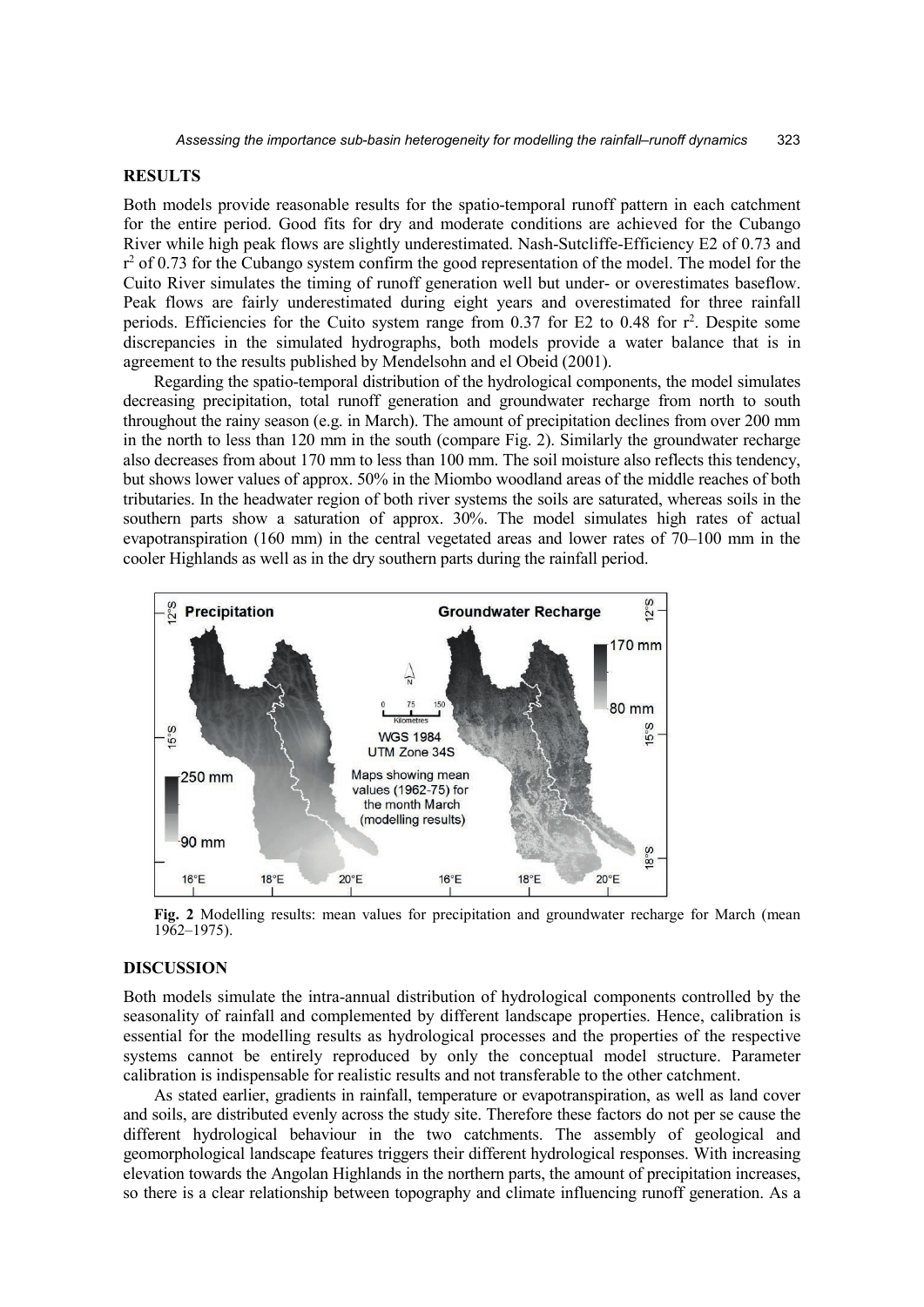## RESULTS

Both models provide reasonable results for the spatio-temporal runoff pattern in each catchment for the entire period. Good fits for dry and moderate conditions are achieved for the Cubango River while high peak flows are slightly underestimated. Nash-Sutcliffe-Efficiency E2 of 0.73 and $r^2$ of 0.73 for the Cubango system confirm the good representation of the model. The model for the Cuito River simulates the timing of runoff generation well but under- or overestimates baseflow. Peak flows are fairly underestimated during eight years and overestimated for three rainfall periods. Efficiencies for the Cuito system range from 0.37 for E2 to 0.48 for $r^2$. Despite some discrepancies in the simulated hydrographs, both models provide a water balance that is in agreement to the results published by Mendelsohn and el Obeid (2001).

Regarding the spatio-temporal distribution of the hydrological components, the model simulates decreasing precipitation, total runoff generation and groundwater recharge from north to south throughout the rainy season (e.g. in March). The amount of precipitation declines from over 200 mm in the north to less than 120 mm in the south (compare Fig. 2). Similarly the groundwater recharge also decreases from about 170 mm to less than 100 mm. The soil moisture also reflects this tendency, but shows lower values of approx. 50% in the Miombo woodland areas of the middle reaches of both tributaries. In the headwater region of both river systems the soils are saturated, whereas soils in the southern parts show a saturation of approx. 30%. The model simulates high rates of actual evapotranspiration (160 mm) in the central vegetated areas and lower rates of 70–100 mm in the cooler Highlands as well as in the dry southern parts during the rainfall period.

**Fig. 2** Modelling results: mean values for precipitation and groundwater recharge for March (mean 1962–1975).

## DISCUSSION

Both models simulate the intra-annual distribution of hydrological components controlled by the seasonality of rainfall and complemented by different landscape properties. Hence, calibration is essential for the modelling results as hydrological processes and the properties of the respective systems cannot be entirely reproduced by only the conceptual model structure. Parameter calibration is indispensable for realistic results and not transferable to the other catchment.

As stated earlier, gradients in rainfall, temperature or evapotranspiration, as well as land cover and soils, are distributed evenly across the study site. Therefore these factors do not per se cause the different hydrological behaviour in the two catchments. The assembly of geological and geomorphological landscape features triggers their different hydrological responses. With increasing elevation towards the Angolan Highlands in the northern parts, the amount of precipitation increases, so there is a clear relationship between topography and climate influencing runoff generation. As a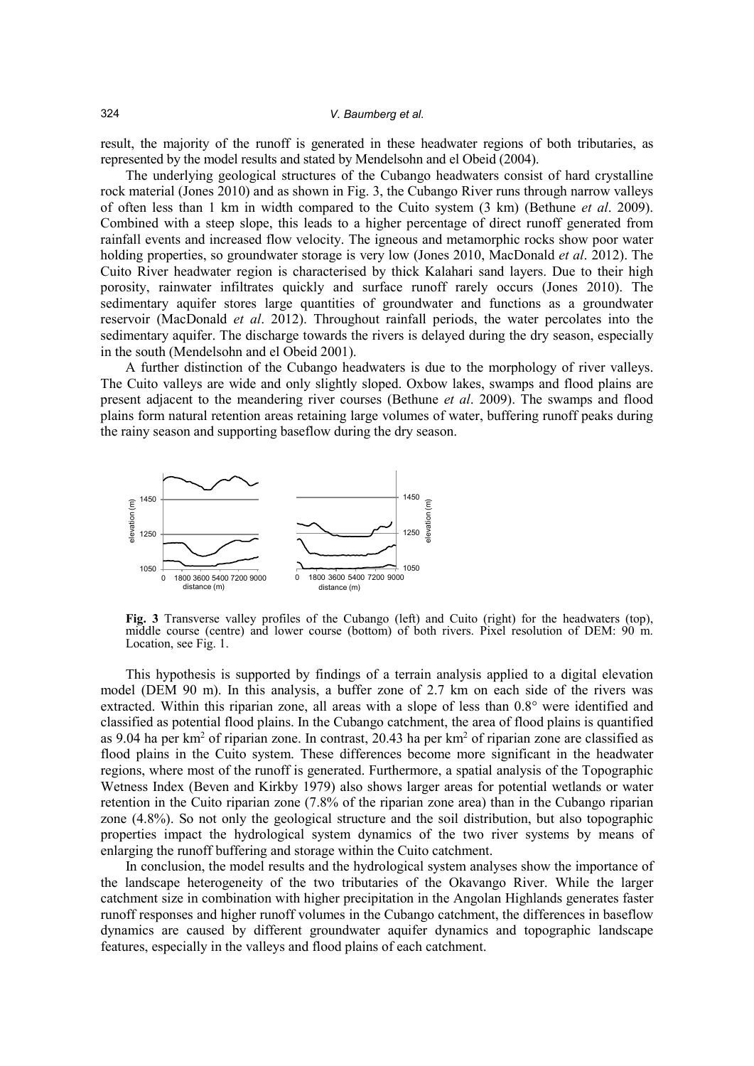result, the majority of the runoff is generated in these headwater regions of both tributaries, as represented by the model results and stated by Mendelsohn and el Obeid (2004).

The underlying geological structures of the Cubango headwaters consist of hard crystalline rock material (Jones 2010) and as shown in Fig. 3, the Cubango River runs through narrow valleys of often less than 1 km in width compared to the Cuito system (3 km) (Bethune *et al*. 2009). Combined with a steep slope, this leads to a higher percentage of direct runoff generated from rainfall events and increased flow velocity. The igneous and metamorphic rocks show poor water holding properties, so groundwater storage is very low (Jones 2010, MacDonald *et al*. 2012). The Cuito River headwater region is characterised by thick Kalahari sand layers. Due to their high porosity, rainwater infiltrates quickly and surface runoff rarely occurs (Jones 2010). The sedimentary aquifer stores large quantities of groundwater and functions as a groundwater reservoir (MacDonald *et al*. 2012). Throughout rainfall periods, the water percolates into the sedimentary aquifer. The discharge towards the rivers is delayed during the dry season, especially in the south (Mendelsohn and el Obeid 2001).

A further distinction of the Cubango headwaters is due to the morphology of river valleys. The Cuito valleys are wide and only slightly sloped. Oxbow lakes, swamps and flood plains are present adjacent to the meandering river courses (Bethune *et al*. 2009). The swamps and flood plains form natural retention areas retaining large volumes of water, buffering runoff peaks during the rainy season and supporting baseflow during the dry season.

**Fig. 3** Transverse valley profiles of the Cubango (left) and Cuito (right) for the headwaters (top), middle course (centre) and lower course (bottom) of both rivers. Pixel resolution of DEM: 90 m. Location, see Fig. 1.

This hypothesis is supported by findings of a terrain analysis applied to a digital elevation model (DEM 90 m). In this analysis, a buffer zone of 2.7 km on each side of the rivers was extracted. Within this riparian zone, all areas with a slope of less than 0.8° were identified and classified as potential flood plains. In the Cubango catchment, the area of flood plains is quantified as 9.04 ha per km$^2$ of riparian zone. In contrast, 20.43 ha per km$^2$ of riparian zone are classified as flood plains in the Cuito system. These differences become more significant in the headwater regions, where most of the runoff is generated. Furthermore, a spatial analysis of the Topographic Wetness Index (Beven and Kirkby 1979) also shows larger areas for potential wetlands or water retention in the Cuito riparian zone (7.8% of the riparian zone area) than in the Cubango riparian zone (4.8%). So not only the geological structure and the soil distribution, but also topographic properties impact the hydrological system dynamics of the two river systems by means of enlarging the runoff buffering and storage within the Cuito catchment.

In conclusion, the model results and the hydrological system analyses show the importance of the landscape heterogeneity of the two tributaries of the Okavango River. While the larger catchment size in combination with higher precipitation in the Angolan Highlands generates faster runoff responses and higher runoff volumes in the Cubango catchment, the differences in baseflow dynamics are caused by different groundwater aquifer dynamics and topographic landscape features, especially in the valleys and flood plains of each catchment.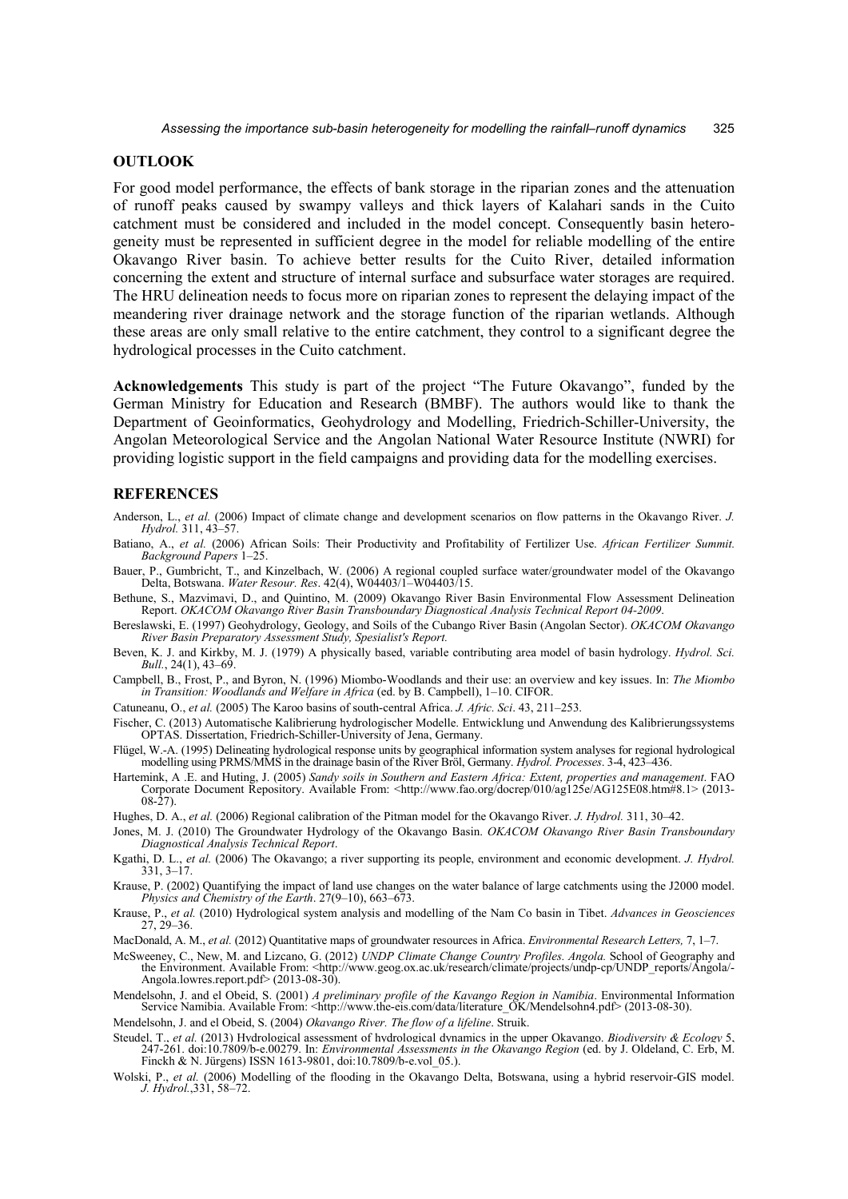## OUTLOOK

For good model performance, the effects of bank storage in the riparian zones and the attenuation of runoff peaks caused by swampy valleys and thick layers of Kalahari sands in the Cuito catchment must be considered and included in the model concept. Consequently basin heterogeneity must be represented in sufficient degree in the model for reliable modelling of the entire Okavango River basin. To achieve better results for the Cuito River, detailed information concerning the extent and structure of internal surface and subsurface water storages are required. The HRU delineation needs to focus more on riparian zones to represent the delaying impact of the meandering river drainage network and the storage function of the riparian wetlands. Although these areas are only small relative to the entire catchment, they control to a significant degree the hydrological processes in the Cuito catchment.

**Acknowledgements** This study is part of the project "The Future Okavango", funded by the German Ministry for Education and Research (BMBF). The authors would like to thank the Department of Geoinformatics, Geohydrology and Modelling, Friedrich-Schiller-University, the Angolan Meteorological Service and the Angolan National Water Resource Institute (NWRI) for providing logistic support in the field campaigns and providing data for the modelling exercises.

## REFERENCES

Anderson, L., *et al.* (2006) Impact of climate change and development scenarios on flow patterns in the Okavango River. *J. Hydrol.* 311, 43–57.

Batiano, A., *et al.* (2006) African Soils: Their Productivity and Profitability of Fertilizer Use. *African Fertilizer Summit. Background Papers* 1–25.

Bauer, P., Gumbricht, T., and Kinzelbach, W. (2006) A regional coupled surface water/groundwater model of the Okavango Delta, Botswana. *Water Resour. Res*. 42(4), W04403/1–W04403/15.

Bethune, S., Mazvimavi, D., and Quintino, M. (2009) Okavango River Basin Environmental Flow Assessment Delineation Report. *OKACOM Okavango River Basin Transboundary Diagnostical Analysis Technical Report 04-2009*.

Bereslawski, E. (1997) Geohydrology, Geology, and Soils of the Cubango River Basin (Angolan Sector). *OKACOM Okavango River Basin Preparatory Assessment Study, Spesialist's Report.*

Beven, K. J. and Kirkby, M. J. (1979) A physically based, variable contributing area model of basin hydrology. *Hydrol. Sci. Bull.*, 24(1), 43–69.

Campbell, B., Frost, P., and Byron, N. (1996) Miombo-Woodlands and their use: an overview and key issues. In: *The Miombo in Transition: Woodlands and Welfare in Africa* (ed. by B. Campbell), 1–10. CIFOR.

Catuneanu, O., *et al.* (2005) The Karoo basins of south-central Africa. *J. Afric. Sci*. 43, 211–253.

Fischer, C. (2013) Automatische Kalibrierung hydrologischer Modelle. Entwicklung und Anwendung des Kalibrierungssystems OPTAS. Dissertation, Friedrich-Schiller-University of Jena, Germany.

Flügel, W.-A. (1995) Delineating hydrological response units by geographical information system analyses for regional hydrological modelling using PRMS/MMS in the drainage basin of the River Bröl, Germany. *Hydrol. Processes*. 3-4, 423–436.

Hartemink, A .E. and Huting, J. (2005) *Sandy soils in Southern and Eastern Africa: Extent, properties and management*. FAO Corporate Document Repository. Available From: <http://www.fao.org/docrep/010/ag125e/AG125E08.htm#8.1> (2013-08-27).

Hughes, D. A., *et al.* (2006) Regional calibration of the Pitman model for the Okavango River. *J. Hydrol.* 311, 30–42.

Jones, M. J. (2010) The Groundwater Hydrology of the Okavango Basin. *OKACOM Okavango River Basin Transboundary Diagnostical Analysis Technical Report*.

Kgathi, D. L., *et al.* (2006) The Okavango; a river supporting its people, environment and economic development. *J. Hydrol.* 331, 3–17.

Krause, P. (2002) Quantifying the impact of land use changes on the water balance of large catchments using the J2000 model. *Physics and Chemistry of the Earth*. 27(9–10), 663–673.

Krause, P., *et al.* (2010) Hydrological system analysis and modelling of the Nam Co basin in Tibet. *Advances in Geosciences* 27, 29–36.

MacDonald, A. M., *et al.* (2012) Quantitative maps of groundwater resources in Africa. *Environmental Research Letters,* 7, 1–7.

McSweeney, C., New, M. and Lizcano, G. (2012) *UNDP Climate Change Country Profiles. Angola.* School of Geography and the Environment. Available From: <http://www.geog.ox.ac.uk/research/climate/projects/undp-cp/UNDP_reports/Angola/-Angola.lowres.report.pdf> (2013-08-30).

Mendelsohn, J. and el Obeid, S. (2001) *A preliminary profile of the Kavango Region in Namibia*. Environmental Information Service Namibia. Available From: <http://www.the-eis.com/data/literature_OK/Mendelsohn4.pdf> (2013-08-30).

Mendelsohn, J. and el Obeid, S. (2004) *Okavango River. The flow of a lifeline*. Struik.

Steudel, T., *et al.* (2013) Hydrological assessment of hydrological dynamics in the upper Okavango. *Biodiversity & Ecology* 5, 247-261. doi:10.7809/b-e.00279. In: *Environmental Assessments in the Okavango Region* (ed. by J. Oldeland, C. Erb, M. Finckh & N. Jürgens) ISSN 1613-9801, doi:10.7809/b-e.vol_05.).

Wolski, P., *et al.* (2006) Modelling of the flooding in the Okavango Delta, Botswana, using a hybrid reservoir-GIS model. *J. Hydrol.*,331, 58–72.